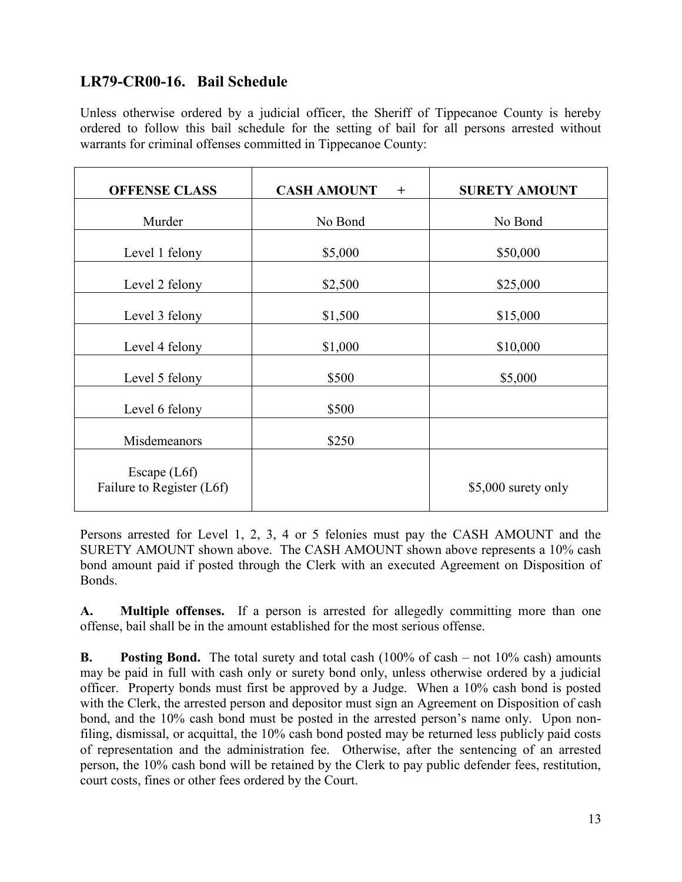## LR79-CR00-16. Bail Schedule

Unless otherwise ordered by a judicial officer, the Sheriff of Tippecanoe County is hereby ordered to follow this bail schedule for the setting of bail for all persons arrested without warrants for criminal offenses committed in Tippecanoe County:

| OFFENSE CLASS | CASH AMOUNT + | SURETY AMOUNT |
|---|---|---|
| Murder | No Bond | No Bond |
| Level 1 felony | $5,000 | $50,000 |
| Level 2 felony | $2,500 | $25,000 |
| Level 3 felony | $1,500 | $15,000 |
| Level 4 felony | $1,000 | $10,000 |
| Level 5 felony | $500 | $5,000 |
| Level 6 felony | $500 | |
| Misdemeanors | $250 | |
| Escape (L6f)<br>Failure to Register (L6f) | | $5,000 surety only |

Persons arrested for Level 1, 2, 3, 4 or 5 felonies must pay the CASH AMOUNT and the SURETY AMOUNT shown above. The CASH AMOUNT shown above represents a 10% cash bond amount paid if posted through the Clerk with an executed Agreement on Disposition of Bonds.

**A. Multiple offenses.** If a person is arrested for allegedly committing more than one offense, bail shall be in the amount established for the most serious offense.

**B. Posting Bond.** The total surety and total cash (100% of cash – not 10% cash) amounts may be paid in full with cash only or surety bond only, unless otherwise ordered by a judicial officer. Property bonds must first be approved by a Judge. When a 10% cash bond is posted with the Clerk, the arrested person and depositor must sign an Agreement on Disposition of cash bond, and the 10% cash bond must be posted in the arrested person's name only. Upon non-filing, dismissal, or acquittal, the 10% cash bond posted may be returned less publicly paid costs of representation and the administration fee. Otherwise, after the sentencing of an arrested person, the 10% cash bond will be retained by the Clerk to pay public defender fees, restitution, court costs, fines or other fees ordered by the Court.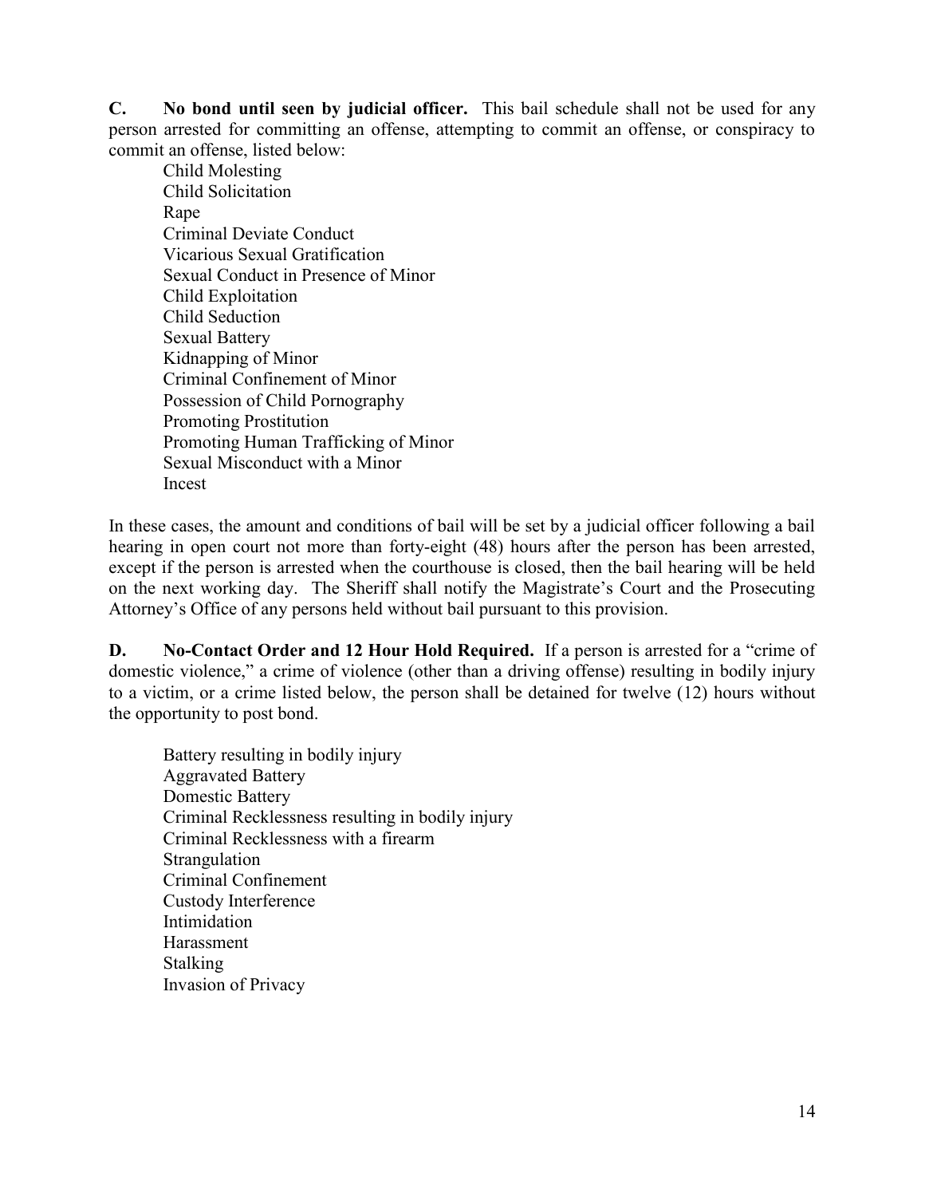**C. No bond until seen by judicial officer.** This bail schedule shall not be used for any person arrested for committing an offense, attempting to commit an offense, or conspiracy to commit an offense, listed below:

- Child Molesting
- Child Solicitation
- Rape
- Criminal Deviate Conduct
- Vicarious Sexual Gratification
- Sexual Conduct in Presence of Minor
- Child Exploitation
- Child Seduction
- Sexual Battery
- Kidnapping of Minor
- Criminal Confinement of Minor
- Possession of Child Pornography
- Promoting Prostitution
- Promoting Human Trafficking of Minor
- Sexual Misconduct with a Minor
- Incest

In these cases, the amount and conditions of bail will be set by a judicial officer following a bail hearing in open court not more than forty-eight (48) hours after the person has been arrested, except if the person is arrested when the courthouse is closed, then the bail hearing will be held on the next working day. The Sheriff shall notify the Magistrate's Court and the Prosecuting Attorney's Office of any persons held without bail pursuant to this provision.

**D. No-Contact Order and 12 Hour Hold Required.** If a person is arrested for a "crime of domestic violence," a crime of violence (other than a driving offense) resulting in bodily injury to a victim, or a crime listed below, the person shall be detained for twelve (12) hours without the opportunity to post bond.

- Battery resulting in bodily injury
- Aggravated Battery
- Domestic Battery
- Criminal Recklessness resulting in bodily injury
- Criminal Recklessness with a firearm
- Strangulation
- Criminal Confinement
- Custody Interference
- Intimidation
- Harassment
- Stalking
- Invasion of Privacy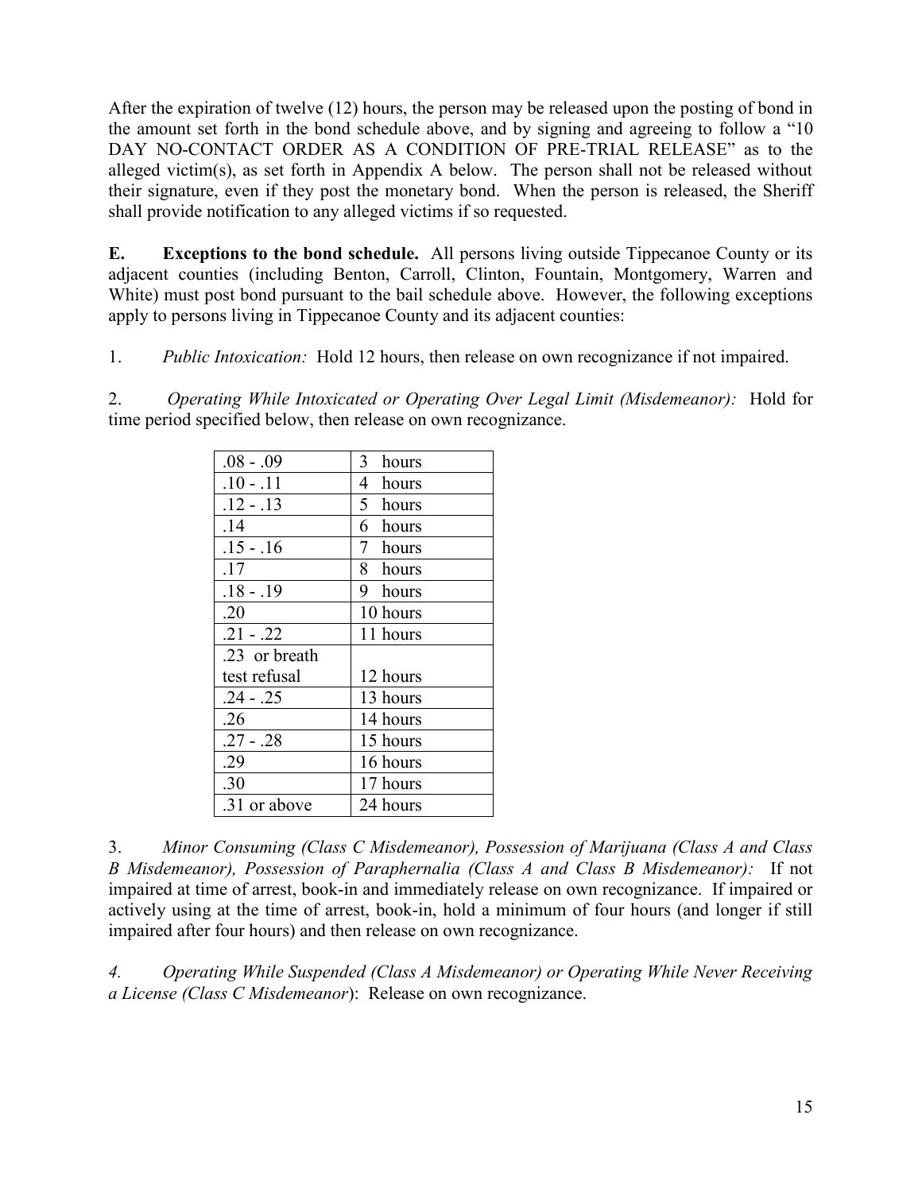After the expiration of twelve (12) hours, the person may be released upon the posting of bond in the amount set forth in the bond schedule above, and by signing and agreeing to follow a "10 DAY NO-CONTACT ORDER AS A CONDITION OF PRE-TRIAL RELEASE" as to the alleged victim(s), as set forth in Appendix A below. The person shall not be released without their signature, even if they post the monetary bond. When the person is released, the Sheriff shall provide notification to any alleged victims if so requested.

**E. Exceptions to the bond schedule.** All persons living outside Tippecanoe County or its adjacent counties (including Benton, Carroll, Clinton, Fountain, Montgomery, Warren and White) must post bond pursuant to the bail schedule above. However, the following exceptions apply to persons living in Tippecanoe County and its adjacent counties:

1. *Public Intoxication:* Hold 12 hours, then release on own recognizance if not impaired.

2. *Operating While Intoxicated or Operating Over Legal Limit (Misdemeanor):* Hold for time period specified below, then release on own recognizance.

| | |
|---|---|
| .08 - .09 | 3 hours |
| .10 - .11 | 4 hours |
| .12 - .13 | 5 hours |
| .14 | 6 hours |
| .15 - .16 | 7 hours |
| .17 | 8 hours |
| .18 - .19 | 9 hours |
| .20 | 10 hours |
| .21 - .22 | 11 hours |
| .23 or breath test refusal | 12 hours |
| .24 - .25 | 13 hours |
| .26 | 14 hours |
| .27 - .28 | 15 hours |
| .29 | 16 hours |
| .30 | 17 hours |
| .31 or above | 24 hours |

3. *Minor Consuming (Class C Misdemeanor), Possession of Marijuana (Class A and Class B Misdemeanor), Possession of Paraphernalia (Class A and Class B Misdemeanor):* If not impaired at time of arrest, book-in and immediately release on own recognizance. If impaired or actively using at the time of arrest, book-in, hold a minimum of four hours (and longer if still impaired after four hours) and then release on own recognizance.

*4. Operating While Suspended (Class A Misdemeanor) or Operating While Never Receiving a License (Class C Misdemeanor)*: Release on own recognizance.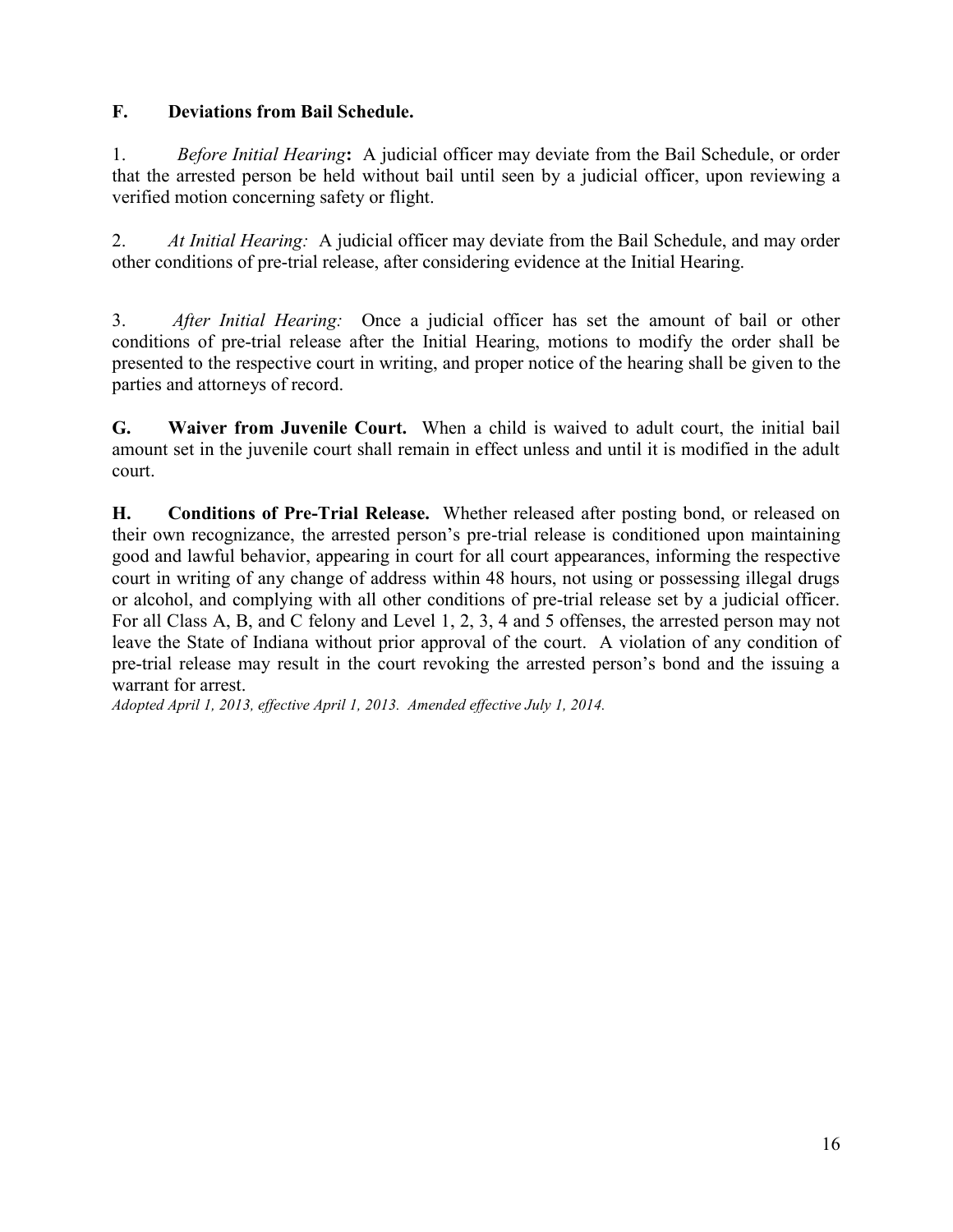**F. Deviations from Bail Schedule.**

1. *Before Initial Hearing***:** A judicial officer may deviate from the Bail Schedule, or order that the arrested person be held without bail until seen by a judicial officer, upon reviewing a verified motion concerning safety or flight.

2. *At Initial Hearing:* A judicial officer may deviate from the Bail Schedule, and may order other conditions of pre-trial release, after considering evidence at the Initial Hearing.

3. *After Initial Hearing:* Once a judicial officer has set the amount of bail or other conditions of pre-trial release after the Initial Hearing, motions to modify the order shall be presented to the respective court in writing, and proper notice of the hearing shall be given to the parties and attorneys of record.

**G. Waiver from Juvenile Court.** When a child is waived to adult court, the initial bail amount set in the juvenile court shall remain in effect unless and until it is modified in the adult court.

**H. Conditions of Pre-Trial Release.** Whether released after posting bond, or released on their own recognizance, the arrested person's pre-trial release is conditioned upon maintaining good and lawful behavior, appearing in court for all court appearances, informing the respective court in writing of any change of address within 48 hours, not using or possessing illegal drugs or alcohol, and complying with all other conditions of pre-trial release set by a judicial officer. For all Class A, B, and C felony and Level 1, 2, 3, 4 and 5 offenses, the arrested person may not leave the State of Indiana without prior approval of the court. A violation of any condition of pre-trial release may result in the court revoking the arrested person's bond and the issuing a warrant for arrest.

*Adopted April 1, 2013, effective April 1, 2013. Amended effective July 1, 2014.*